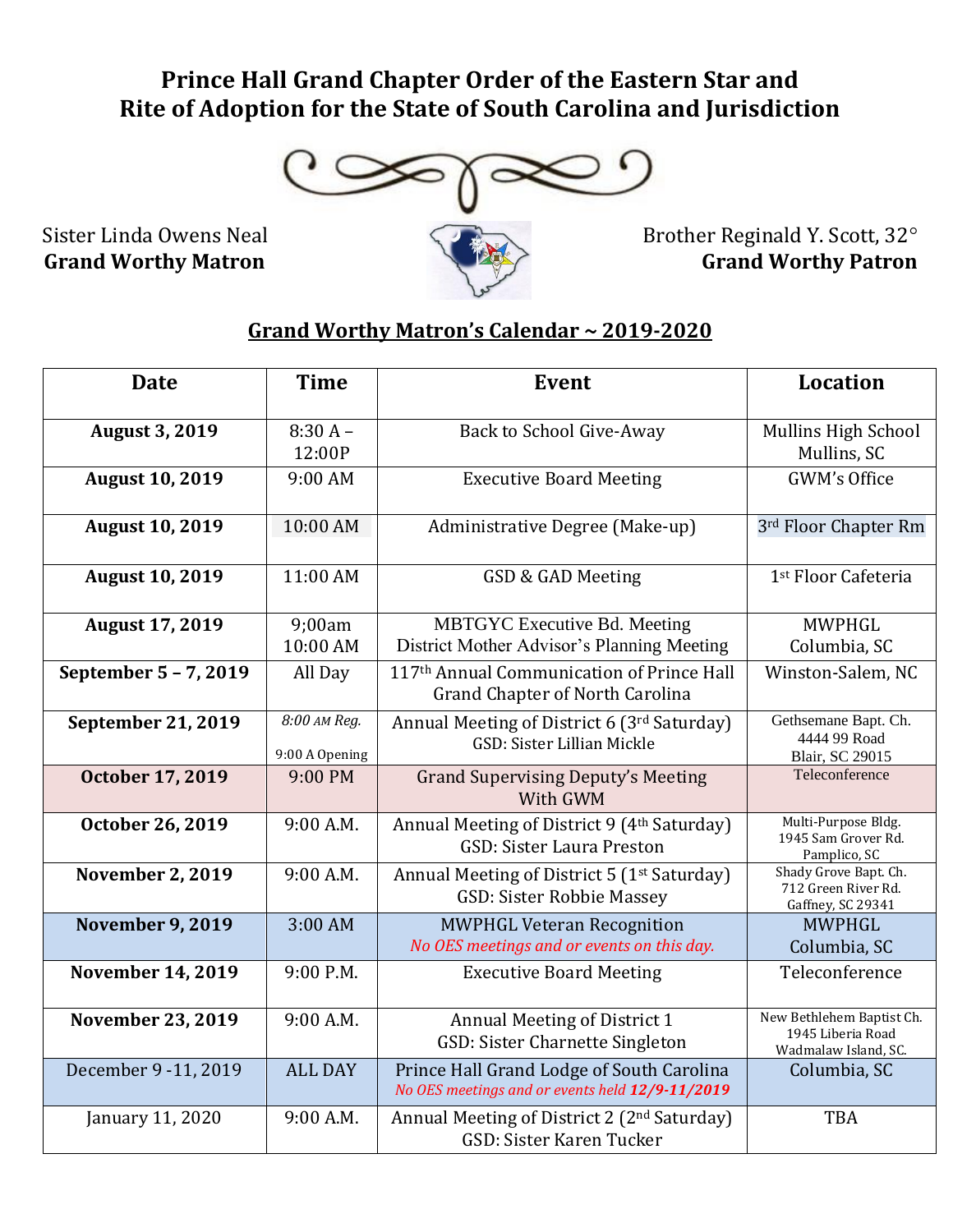# Prince Hall Grand Chapter Order of the Eastern Star and Rite of Adoption for the State of South Carolina and Jurisdiction

Sister Linda Owens Neal
**Grand Worthy Matron**

Brother Reginald Y. Scott, 32°
**Grand Worthy Patron**

## Grand Worthy Matron's Calendar ~ 2019-2020

| Date | Time | Event | Location |
|---|---|---|---|
| **August 3, 2019** | 8:30 A – 12:00P | Back to School Give-Away | Mullins High School Mullins, SC |
| **August 10, 2019** | 9:00 AM | Executive Board Meeting | GWM's Office |
| **August 10, 2019** | 10:00 AM | Administrative Degree (Make-up) | 3rd Floor Chapter Rm |
| **August 10, 2019** | 11:00 AM | GSD & GAD Meeting | 1st Floor Cafeteria |
| **August 17, 2019** | 9;00am<br>10:00 AM | MBTGYC Executive Bd. Meeting<br>District Mother Advisor's Planning Meeting | MWPHGL Columbia, SC |
| **September 5 – 7, 2019** | All Day | 117th Annual Communication of Prince Hall Grand Chapter of North Carolina | Winston-Salem, NC |
| **September 21, 2019** | *8:00 AM Reg.*<br>9:00 A Opening | Annual Meeting of District 6 (3rd Saturday)<br>GSD: Sister Lillian Mickle | Gethsemane Bapt. Ch.<br>4444 99 Road<br>Blair, SC 29015 |
| **October 17, 2019** | 9:00 PM | Grand Supervising Deputy's Meeting With GWM | Teleconference |
| **October 26, 2019** | 9:00 A.M. | Annual Meeting of District 9 (4th Saturday)<br>GSD: Sister Laura Preston | Multi-Purpose Bldg.<br>1945 Sam Grover Rd.<br>Pamplico, SC |
| **November 2, 2019** | 9:00 A.M. | Annual Meeting of District 5 (1st Saturday)<br>GSD: Sister Robbie Massey | Shady Grove Bapt. Ch.<br>712 Green River Rd.<br>Gaffney, SC 29341 |
| **November 9, 2019** | 3:00 AM | MWPHGL Veteran Recognition<br>*No OES meetings and or events on this day.* | MWPHGL Columbia, SC |
| **November 14, 2019** | 9:00 P.M. | Executive Board Meeting | Teleconference |
| **November 23, 2019** | 9:00 A.M. | Annual Meeting of District 1<br>GSD: Sister Charnette Singleton | New Bethlehem Baptist Ch.<br>1945 Liberia Road<br>Wadmalaw Island, SC. |
| December 9 -11, 2019 | ALL DAY | Prince Hall Grand Lodge of South Carolina<br>*No OES meetings and or events held **12/9-11/2019*** | Columbia, SC |
| January 11, 2020 | 9:00 A.M. | Annual Meeting of District 2 (2nd Saturday)<br>GSD: Sister Karen Tucker | TBA |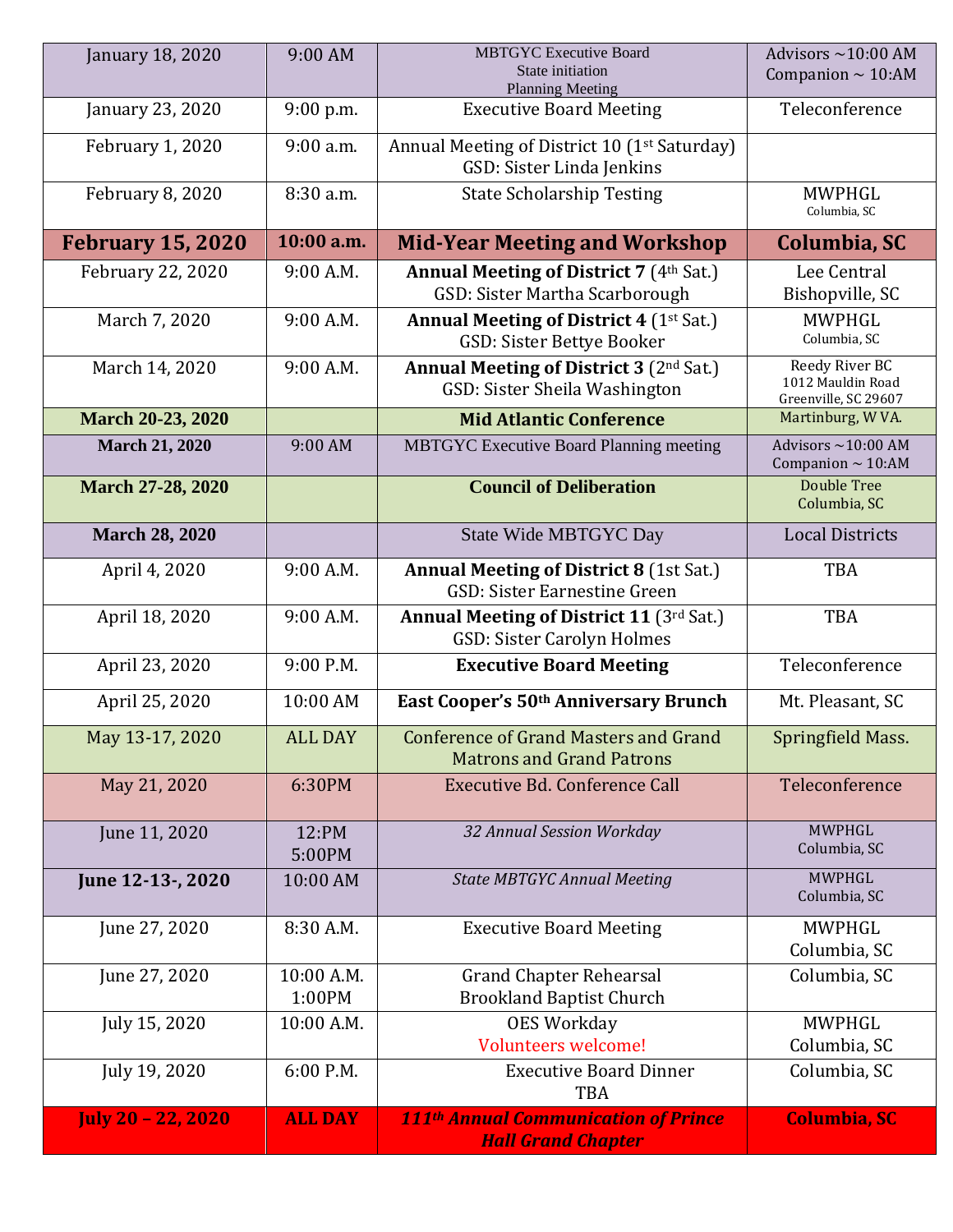| | | | |
|---|---|---|---|
| January 18, 2020 | 9:00 AM | MBTGYC Executive Board<br>State initiation<br>Planning Meeting | Advisors ~10:00 AM<br>Companion ~ 10:AM |
| January 23, 2020 | 9:00 p.m. | Executive Board Meeting | Teleconference |
| February 1, 2020 | 9:00 a.m. | Annual Meeting of District 10 (1st Saturday)<br>GSD: Sister Linda Jenkins | |
| February 8, 2020 | 8:30 a.m. | State Scholarship Testing | MWPHGL<br>Columbia, SC |
| **February 15, 2020** | **10:00 a.m.** | **Mid-Year Meeting and Workshop** | **Columbia, SC** |
| February 22, 2020 | 9:00 A.M. | **Annual Meeting of District 7** (4th Sat.)<br>GSD: Sister Martha Scarborough | Lee Central<br>Bishopville, SC |
| March 7, 2020 | 9:00 A.M. | **Annual Meeting of District 4** (1st Sat.)<br>GSD: Sister Bettye Booker | MWPHGL<br>Columbia, SC |
| March 14, 2020 | 9:00 A.M. | **Annual Meeting of District 3** (2nd Sat.)<br>GSD: Sister Sheila Washington | Reedy River BC<br>1012 Mauldin Road<br>Greenville, SC 29607 |
| **March 20-23, 2020** | | **Mid Atlantic Conference** | Martinburg, W VA. |
| **March 21, 2020** | 9:00 AM | MBTGYC Executive Board Planning meeting | Advisors ~10:00 AM<br>Companion ~ 10:AM |
| **March 27-28, 2020** | | **Council of Deliberation** | Double Tree<br>Columbia, SC |
| **March 28, 2020** | | State Wide MBTGYC Day | Local Districts |
| April 4, 2020 | 9:00 A.M. | **Annual Meeting of District 8** (1st Sat.)<br>GSD: Sister Earnestine Green | TBA |
| April 18, 2020 | 9:00 A.M. | **Annual Meeting of District 11** (3rd Sat.)<br>GSD: Sister Carolyn Holmes | TBA |
| April 23, 2020 | 9:00 P.M. | **Executive Board Meeting** | Teleconference |
| April 25, 2020 | 10:00 AM | **East Cooper's 50th Anniversary Brunch** | Mt. Pleasant, SC |
| May 13-17, 2020 | ALL DAY | Conference of Grand Masters and Grand Matrons and Grand Patrons | Springfield Mass. |
| May 21, 2020 | 6:30PM | Executive Bd. Conference Call | Teleconference |
| June 11, 2020 | 12:PM<br>5:00PM | *32 Annual Session Workday* | MWPHGL<br>Columbia, SC |
| **June 12-13-, 2020** | 10:00 AM | *State MBTGYC Annual Meeting* | MWPHGL<br>Columbia, SC |
| June 27, 2020 | 8:30 A.M. | Executive Board Meeting | MWPHGL<br>Columbia, SC |
| June 27, 2020 | 10:00 A.M.<br>1:00PM | Grand Chapter Rehearsal<br>Brookland Baptist Church | Columbia, SC |
| July 15, 2020 | 10:00 A.M. | OES Workday<br>Volunteers welcome! | MWPHGL<br>Columbia, SC |
| July 19, 2020 | 6:00 P.M. | Executive Board Dinner<br>TBA | Columbia, SC |
| **July 20 – 22, 2020** | **ALL DAY** | ***111th Annual Communication of Prince Hall Grand Chapter*** | **Columbia, SC** |